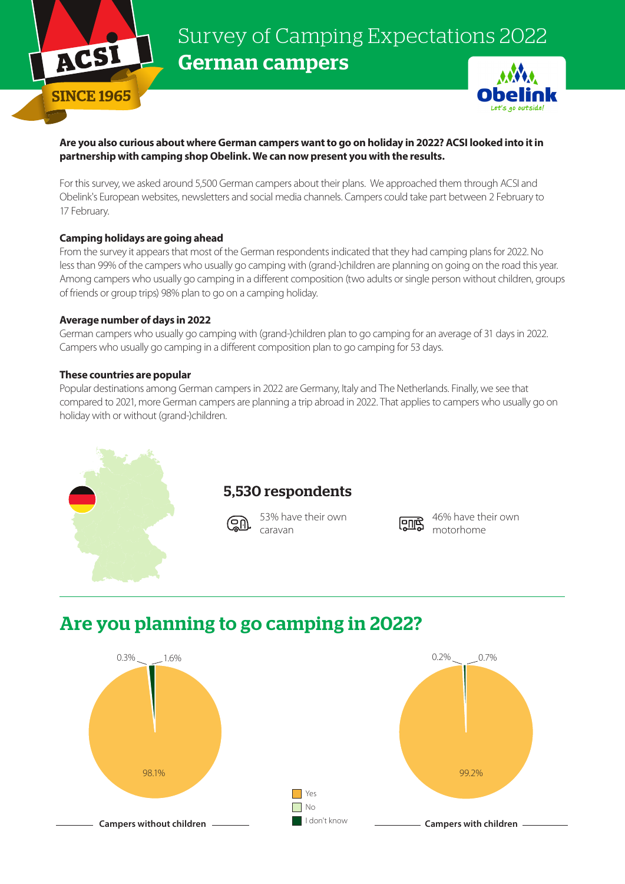# Survey of Camping Expectations 2022

## German campers

**Are you also curious about where German campers want to go on holiday in 2022? ACSI looked into it in partnership with camping shop Obelink. We can now present you with the results.**

For this survey, we asked around 5,500 German campers about their plans. We approached them through ACSI and Obelink's European websites, newsletters and social media channels. Campers could take part between 2 February to 17 February.

### Camping holidays are going ahead

From the survey it appears that most of the German respondents indicated that they had camping plans for 2022. No less than 99% of the campers who usually go camping with (grand-)children are planning on going on the road this year. Among campers who usually go camping in a different composition (two adults or single person without children, groups of friends or group trips) 98% plan to go on a camping holiday.

### Average number of days in 2022

German campers who usually go camping with (grand-)children plan to go camping for an average of 31 days in 2022. Campers who usually go camping in a different composition plan to go camping for 53 days.

### These countries are popular

Popular destinations among German campers in 2022 are Germany, Italy and The Netherlands. Finally, we see that compared to 2021, more German campers are planning a trip abroad in 2022. That applies to campers who usually go on holiday with or without (grand-)children.

### 5,530 respondents

53% have their own caravan

46% have their own motorhome

## Are you planning to go camping in 2022?

**Campers without children**

| Answer | % |
|---|---|
| Yes | 98.1% |
| No | 0.3% |
| I don't know | 1.6% |

**Campers with children**

| Answer | % |
|---|---|
| Yes | 99.2% |
| No | 0.2% |
| I don't know | 0.7% |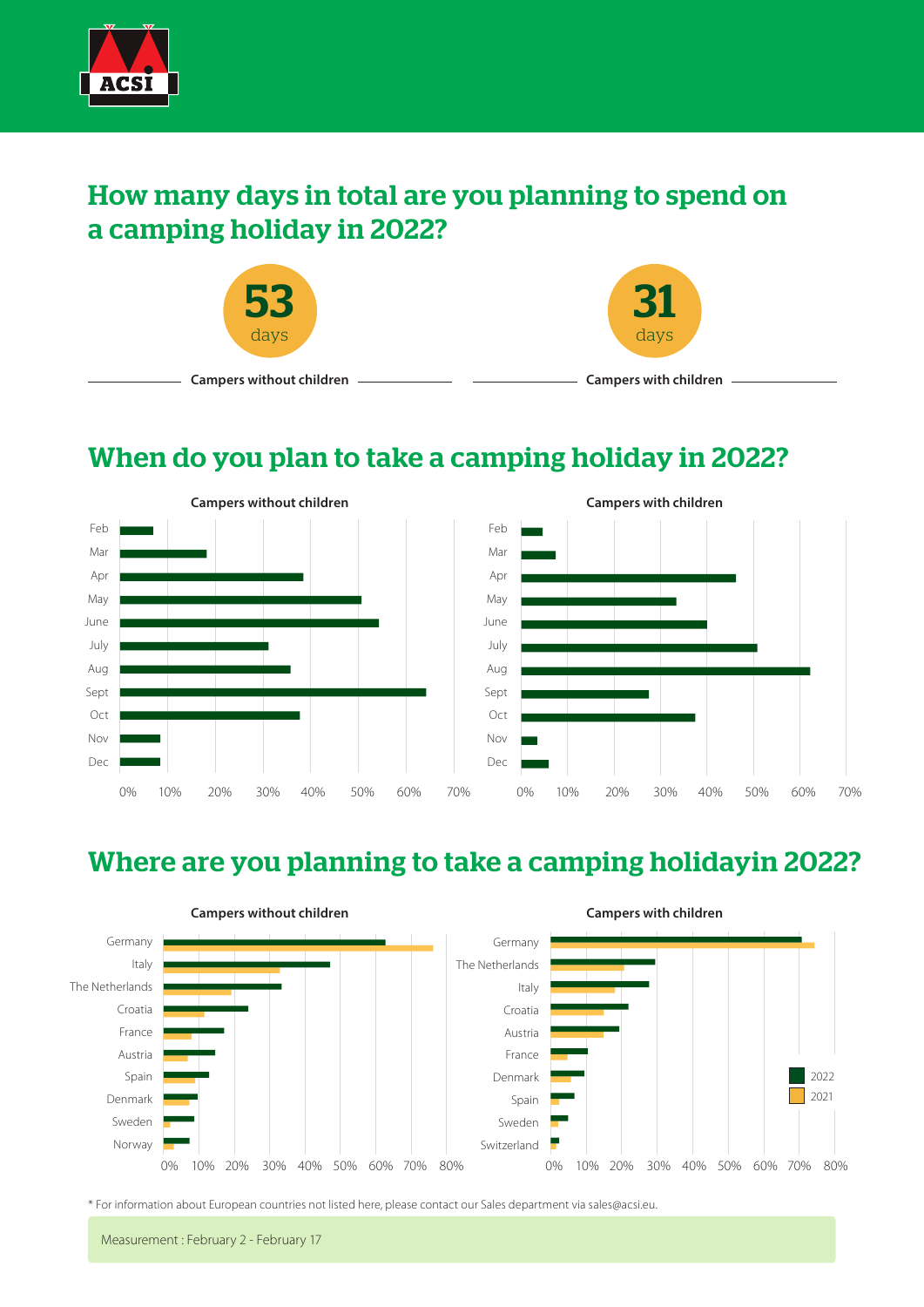## How many days in total are you planning to spend on a camping holiday in 2022?

53 days
Campers without children

31 days
Campers with children

## When do you plan to take a camping holiday in 2022?

Campers without children

Feb
Mar
Apr
May
June
July
Aug
Sept
Oct
Nov
Dec

0% 10% 20% 30% 40% 50% 60% 70%

Campers with children

Feb
Mar
Apr
May
June
July
Aug
Sept
Oct
Nov
Dec

0% 10% 20% 30% 40% 50% 60% 70%

## Where are you planning to take a camping holidayin 2022?

Campers without children

Germany
Italy
The Netherlands
Croatia
France
Austria
Spain
Denmark
Sweden
Norway

0% 10% 20% 30% 40% 50% 60% 70% 80%

Campers with children

Germany
The Netherlands
Italy
Croatia
Austria
France
Denmark
Spain
Sweden
Switzerland

0% 10% 20% 30% 40% 50% 60% 70% 80%

2022
2021

\* For information about European countries not listed here, please contact our Sales department via sales@acsi.eu.

Measurement : February 2 - February 17